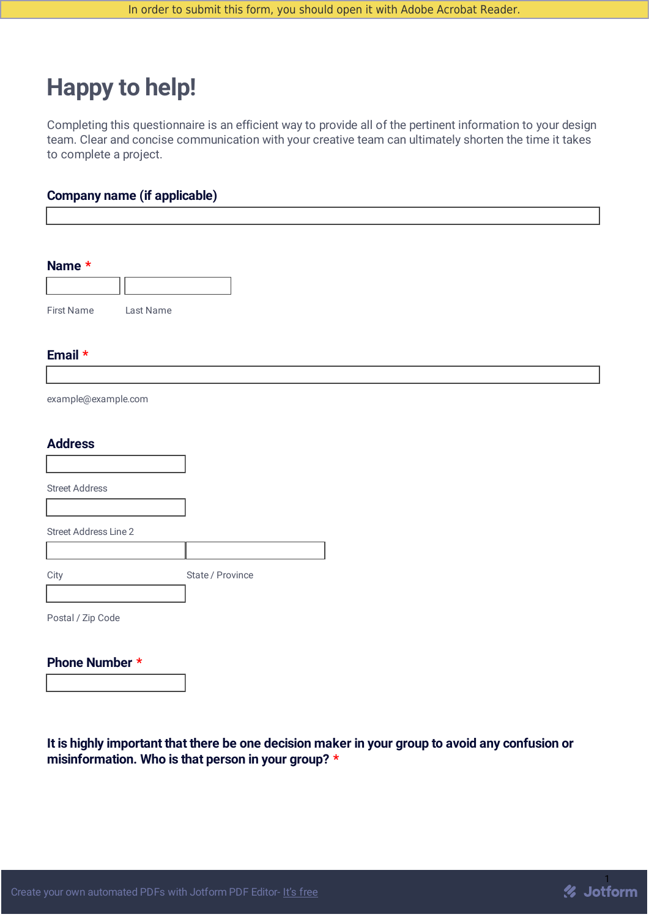In order to submit this form, you should open it with Adobe Acrobat Reader.

# Happy to help!

Completing this questionnaire is an efficient way to provide all of the pertinent information to your design team. Clear and concise communication with your creative team can ultimately shorten the time it takes to complete a project.

**Company name (if applicable)**

**Name** *

First Name

Last Name

**Email** *

example@example.com

**Address**

Street Address

Street Address Line 2

City

State / Province

Postal / Zip Code

**Phone Number** *

**It is highly important that there be one decision maker in your group to avoid any confusion or misinformation. Who is that person in your group?** *

Create your own automated PDFs with Jotform PDF Editor- It's free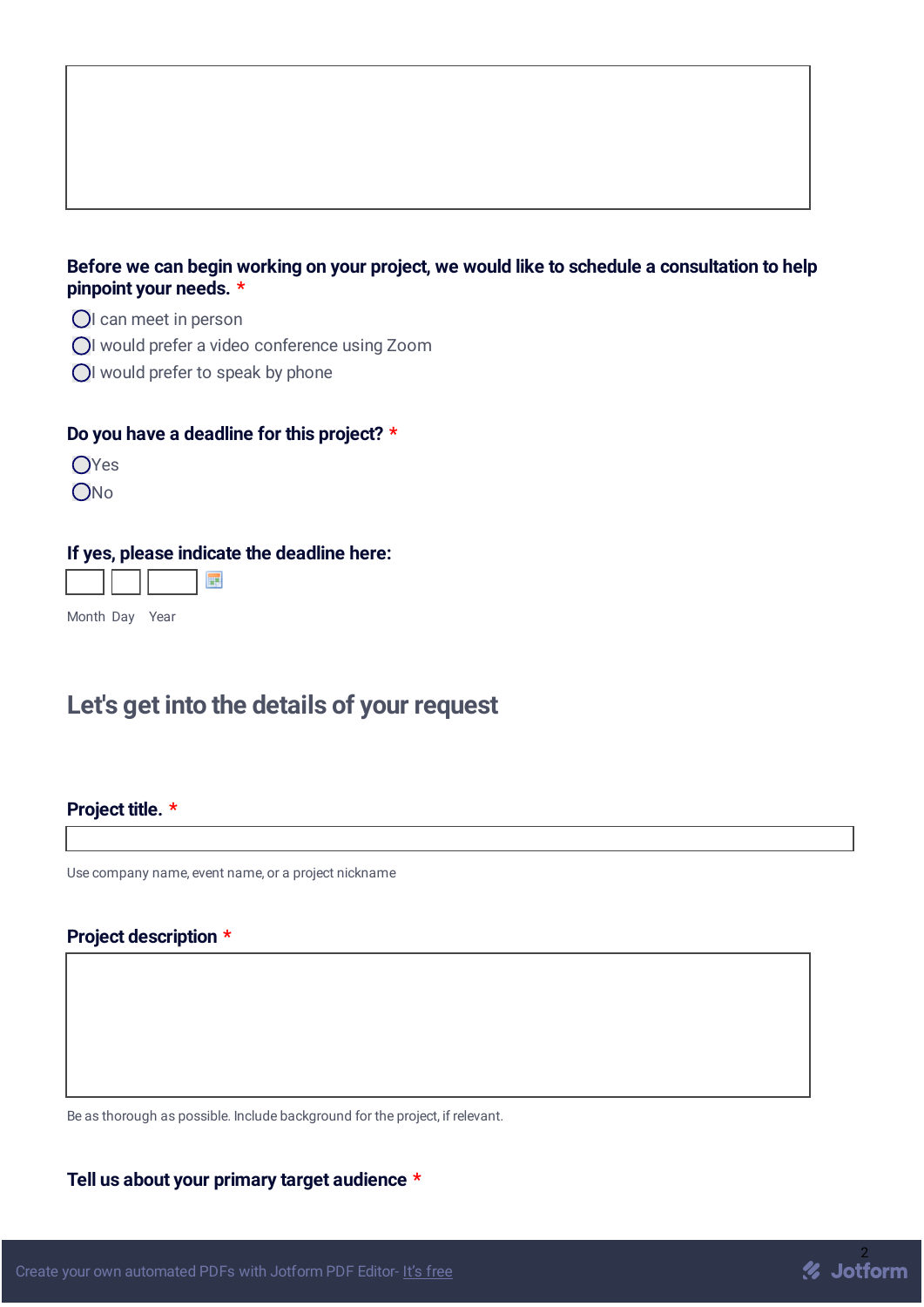**Before we can begin working on your project, we would like to schedule a consultation to help pinpoint your needs.** *

- ◯ I can meet in person
- ◯ I would prefer a video conference using Zoom
- ◯ I would prefer to speak by phone

**Do you have a deadline for this project?** *

- ◯ Yes
- ◯ No

**If yes, please indicate the deadline here:**

Month Day Year

## Let's get into the details of your request

**Project title.** *

Use company name, event name, or a project nickname

**Project description** *

Be as thorough as possible. Include background for the project, if relevant.

**Tell us about your primary target audience** *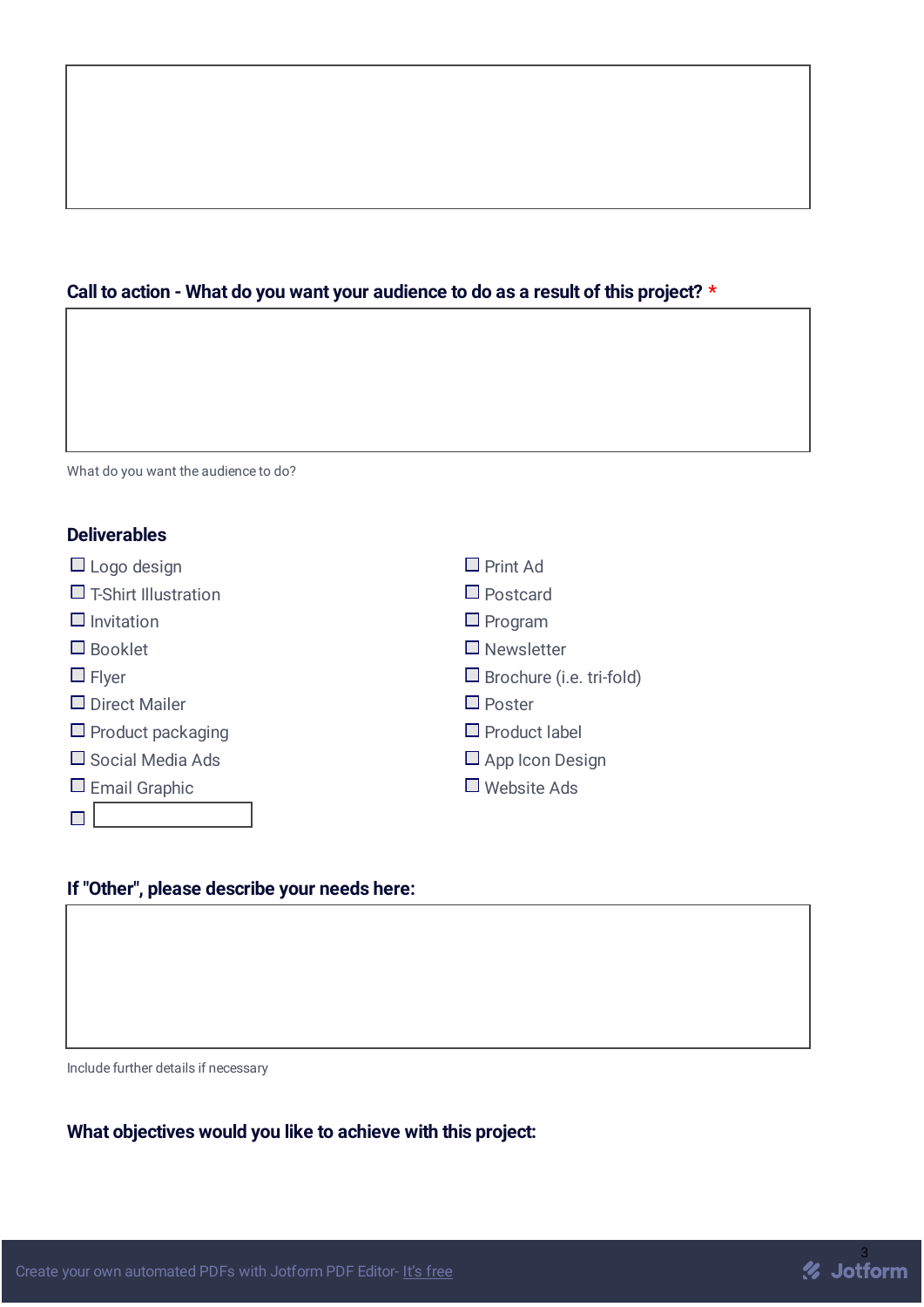**Call to action - What do you want your audience to do as a result of this project?** *

What do you want the audience to do?

**Deliverables**

- ☐ Logo design
- ☐ T-Shirt Illustration
- ☐ Invitation
- ☐ Booklet
- ☐ Flyer
- ☐ Direct Mailer
- ☐ Product packaging
- ☐ Social Media Ads
- ☐ Email Graphic
- ☐ ________
- ☐ Print Ad
- ☐ Postcard
- ☐ Program
- ☐ Newsletter
- ☐ Brochure (i.e. tri-fold)
- ☐ Poster
- ☐ Product label
- ☐ App Icon Design
- ☐ Website Ads

**If "Other", please describe your needs here:**

Include further details if necessary

**What objectives would you like to achieve with this project:**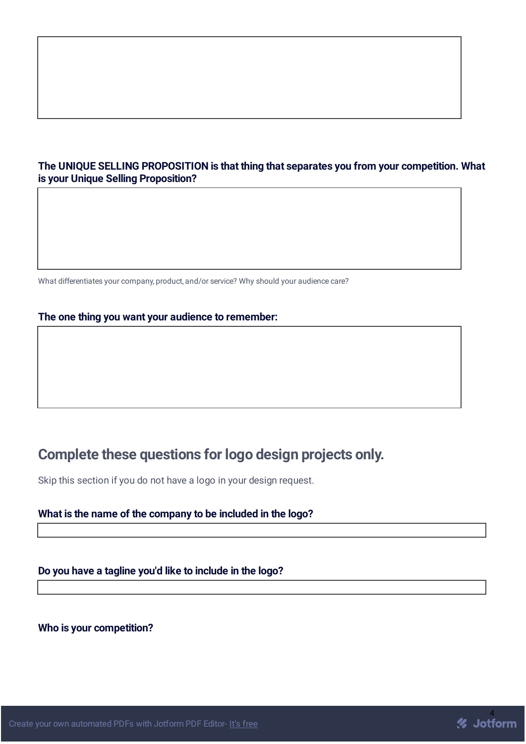**The UNIQUE SELLING PROPOSITION is that thing that separates you from your competition. What is your Unique Selling Proposition?**

What differentiates your company, product, and/or service? Why should your audience care?

**The one thing you want your audience to remember:**

## Complete these questions for logo design projects only.

Skip this section if you do not have a logo in your design request.

**What is the name of the company to be included in the logo?**

**Do you have a tagline you'd like to include in the logo?**

**Who is your competition?**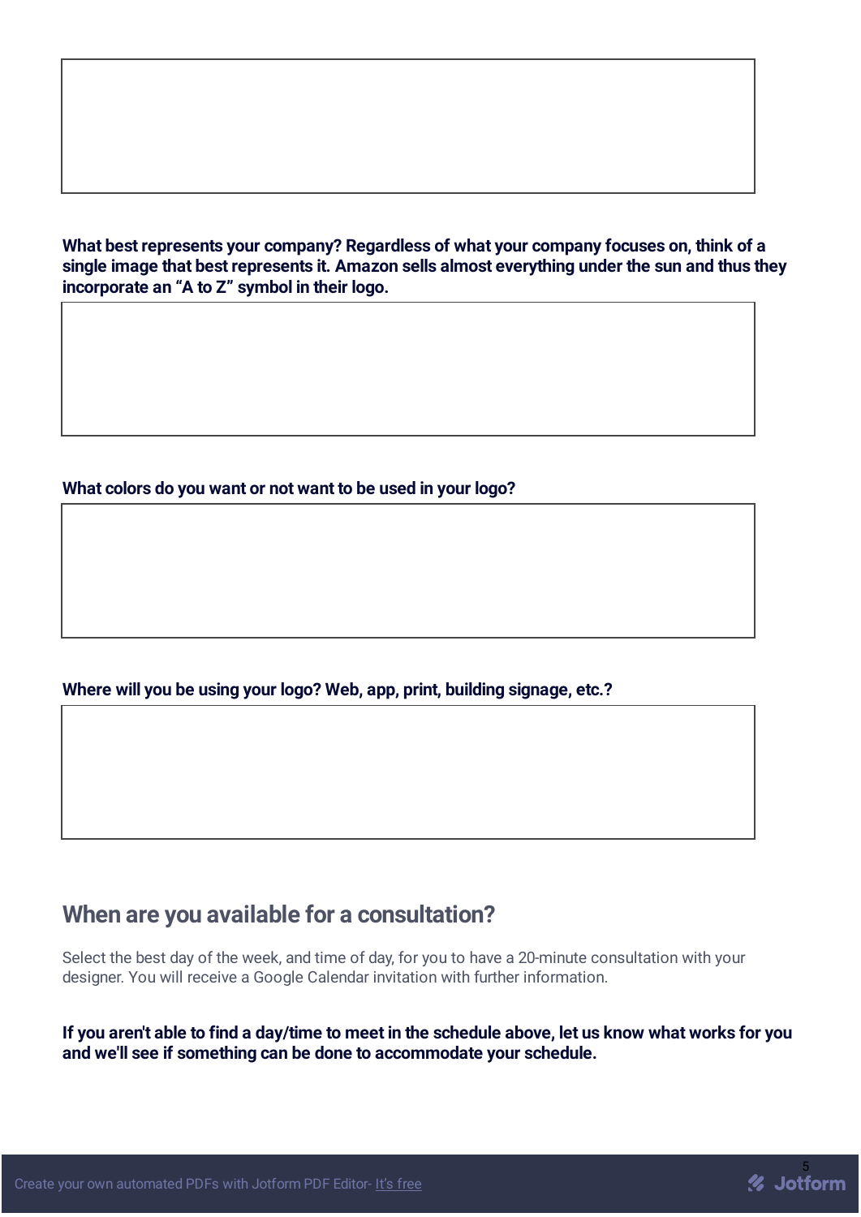**What best represents your company? Regardless of what your company focuses on, think of a single image that best represents it. Amazon sells almost everything under the sun and thus they incorporate an “A to Z” symbol in their logo.**

**What colors do you want or not want to be used in your logo?**

**Where will you be using your logo? Web, app, print, building signage, etc.?**

## When are you available for a consultation?

Select the best day of the week, and time of day, for you to have a 20-minute consultation with your designer. You will receive a Google Calendar invitation with further information.

**If you aren't able to find a day/time to meet in the schedule above, let us know what works for you and we'll see if something can be done to accommodate your schedule.**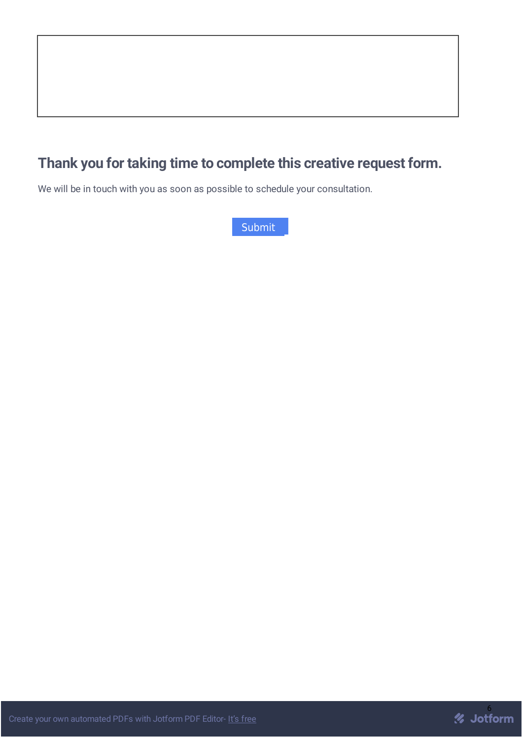## Thank you for taking time to complete this creative request form.

We will be in touch with you as soon as possible to schedule your consultation.

Submit